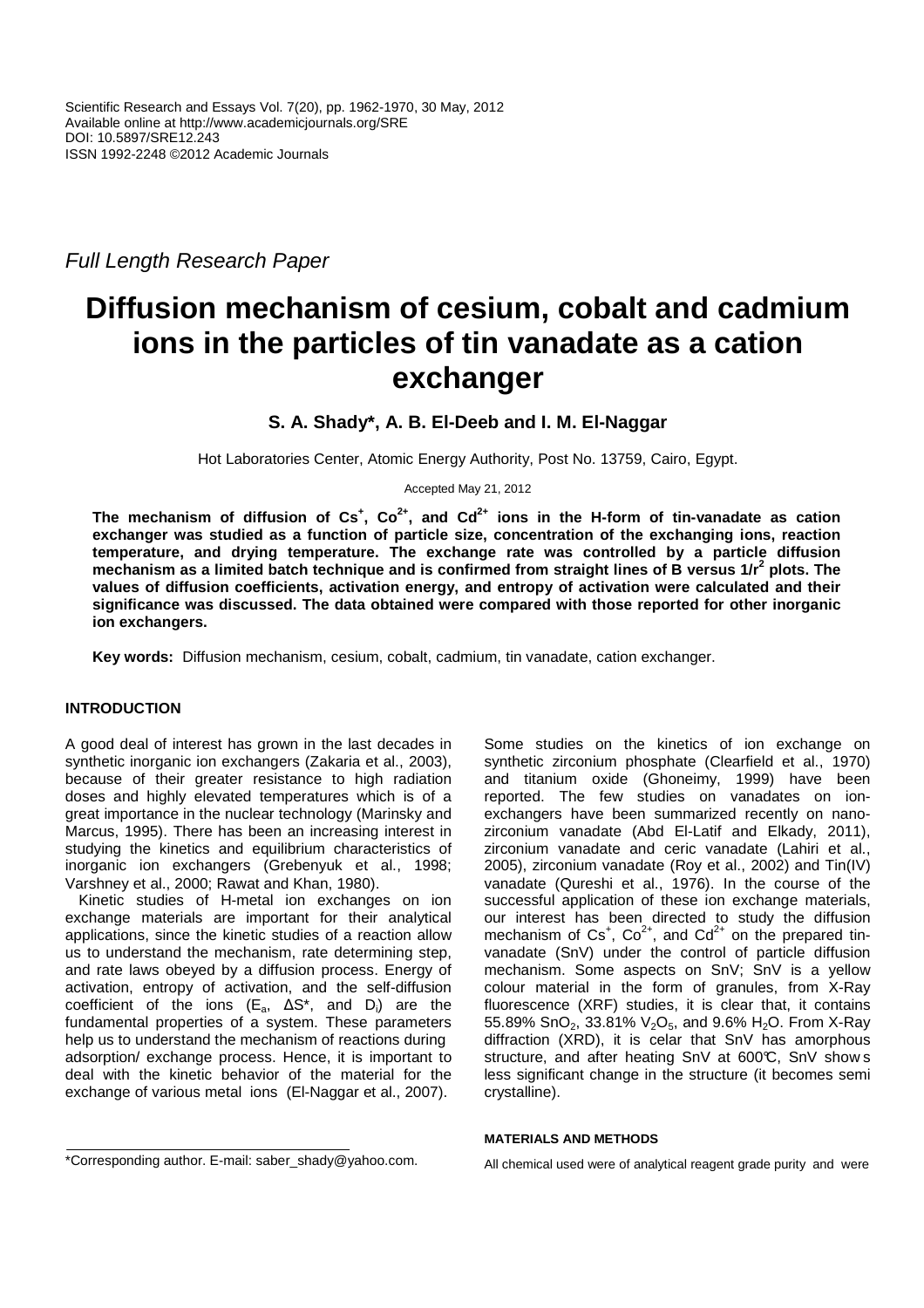*Full Length Research Paper*

# Diffusion mechanism of cesium, cobalt and cadmium ions in the particles of tin vanadate as a cation exchanger

**S. A. Shady\*, A. B. El-Deeb and I. M. El-Naggar**

Hot Laboratories Center, Atomic Energy Authority, Post No. 13759, Cairo, Egypt.

Accepted May 21, 2012

**The mechanism of diffusion of $Cs^+$, $Co^{2+}$, and $Cd^{2+}$ ions in the H-form of tin-vanadate as cation exchanger was studied as a function of particle size, concentration of the exchanging ions, reaction temperature, and drying temperature. The exchange rate was controlled by a particle diffusion mechanism as a limited batch technique and is confirmed from straight lines of B versus $1/r^2$ plots. The values of diffusion coefficients, activation energy, and entropy of activation were calculated and their significance was discussed. The data obtained were compared with those reported for other inorganic ion exchangers.**

**Key words:** Diffusion mechanism, cesium, cobalt, cadmium, tin vanadate, cation exchanger.

## INTRODUCTION

A good deal of interest has grown in the last decades in synthetic inorganic ion exchangers (Zakaria et al., 2003), because of their greater resistance to high radiation doses and highly elevated temperatures which is of a great importance in the nuclear technology (Marinsky and Marcus, 1995). There has been an increasing interest in studying the kinetics and equilibrium characteristics of inorganic ion exchangers (Grebenyuk et al., 1998; Varshney et al., 2000; Rawat and Khan, 1980).

Kinetic studies of H-metal ion exchanges on ion exchange materials are important for their analytical applications, since the kinetic studies of a reaction allow us to understand the mechanism, rate determining step, and rate laws obeyed by a diffusion process. Energy of activation, entropy of activation, and the self-diffusion coefficient of the ions ($E_a$, $\Delta S^*$, and $D_i$) are the fundamental properties of a system. These parameters help us to understand the mechanism of reactions during adsorption/ exchange process. Hence, it is important to deal with the kinetic behavior of the material for the exchange of various metal ions (El-Naggar et al., 2007).

Some studies on the kinetics of ion exchange on synthetic zirconium phosphate (Clearfield et al., 1970) and titanium oxide (Ghoneimy, 1999) have been reported. The few studies on vanadates on ion-exchangers have been summarized recently on nano-zirconium vanadate (Abd El-Latif and Elkady, 2011), zirconium vanadate and ceric vanadate (Lahiri et al., 2005), zirconium vanadate (Roy et al., 2002) and Tin(IV) vanadate (Qureshi et al., 1976). In the course of the successful application of these ion exchange materials, our interest has been directed to study the diffusion mechanism of $Cs^+$, $Co^{2+}$, and $Cd^{2+}$ on the prepared tin-vanadate (SnV) under the control of particle diffusion mechanism. Some aspects on SnV; SnV is a yellow colour material in the form of granules, from X-Ray fluorescence (XRF) studies, it is clear that, it contains 55.89% $SnO_2$, 33.81% $V_2O_5$, and 9.6% $H_2O$. From X-Ray diffraction (XRD), it is celar that SnV has amorphous structure, and after heating SnV at 600℃, SnV shows less significant change in the structure (it becomes semi crystalline).

\*Corresponding author. E-mail: saber_shady@yahoo.com.

### MATERIALS AND METHODS

All chemical used were of analytical reagent grade purity and were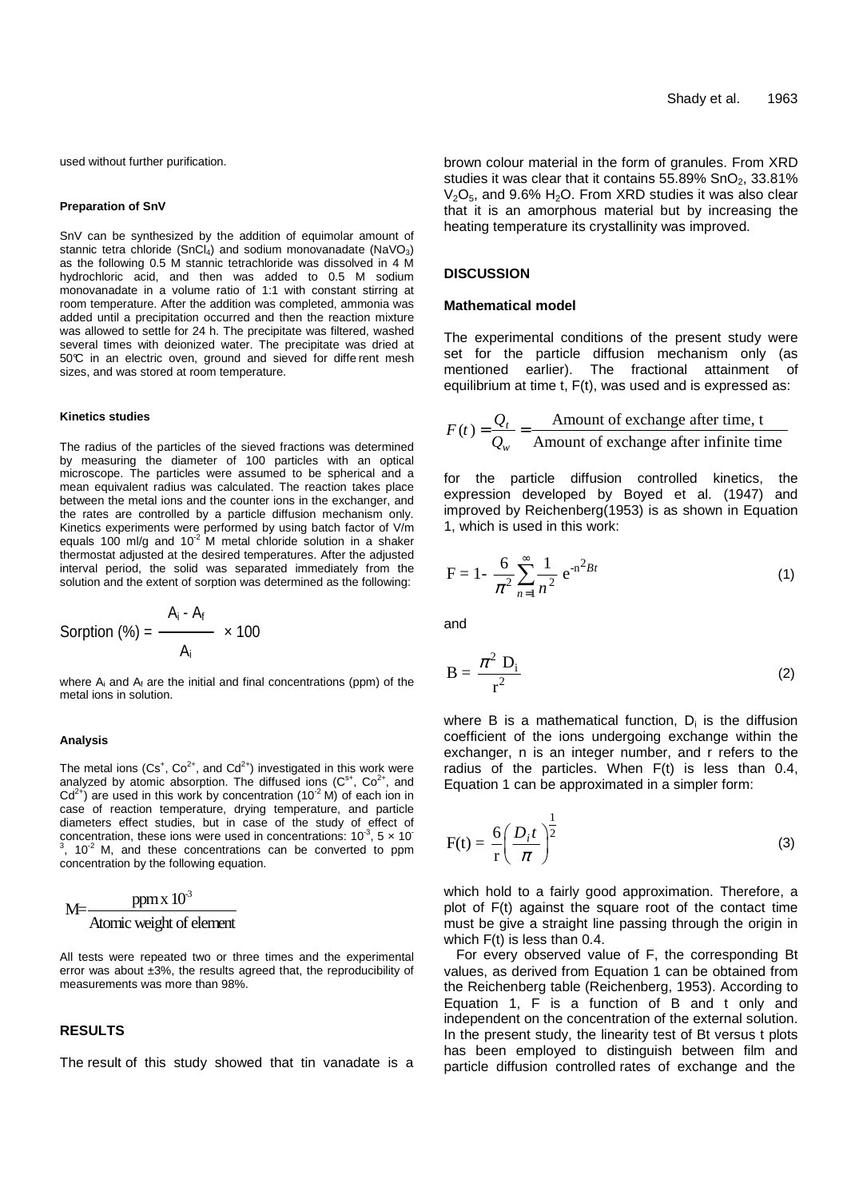used without further purification.

#### Preparation of SnV

SnV can be synthesized by the addition of equimolar amount of stannic tetra chloride ($SnCl_4$) and sodium monovanadate ($NaVO_3$) as the following 0.5 M stannic tetrachloride was dissolved in 4 M hydrochloric acid, and then was added to 0.5 M sodium monovanadate in a volume ratio of 1:1 with constant stirring at room temperature. After the addition was completed, ammonia was added until a precipitation occurred and then the reaction mixture was allowed to settle for 24 h. The precipitate was filtered, washed several times with deionized water. The precipitate was dried at 50°C in an electric oven, ground and sieved for diffe rent mesh sizes, and was stored at room temperature.

#### Kinetics studies

The radius of the particles of the sieved fractions was determined by measuring the diameter of 100 particles with an optical microscope. The particles were assumed to be spherical and a mean equivalent radius was calculated. The reaction takes place between the metal ions and the counter ions in the exchanger, and the rates are controlled by a particle diffusion mechanism only. Kinetics experiments were performed by using batch factor of V/m equals 100 ml/g and $10^{-2}$ M metal chloride solution in a shaker thermostat adjusted at the desired temperatures. After the adjusted interval period, the solid was separated immediately from the solution and the extent of sorption was determined as the following:

$$\text{Sorption (\%)} = \frac{A_i - A_f}{A_i} \times 100$$

where $A_i$ and $A_f$ are the initial and final concentrations (ppm) of the metal ions in solution.

#### Analysis

The metal ions ($Cs^{+}$, $Co^{2+}$, and $Cd^{2+}$) investigated in this work were analyzed by atomic absorption. The diffused ions ($C^{s+}$, $Co^{2+}$, and $Cd^{2+}$) are used in this work by concentration ($10^{-2}$ M) of each ion in case of reaction temperature, drying temperature, and particle diameters effect studies, but in case of the study of effect of concentration, these ions were used in concentrations: $10^{-3}$, $5 \times 10^{-3}$, $10^{-2}$ M, and these concentrations can be converted to ppm concentration by the following equation.

$$M = \frac{\text{ppm x } 10^{-3}}{\text{Atomic weight of element}}$$

All tests were repeated two or three times and the experimental error was about ±3%, the results agreed that, the reproducibility of measurements was more than 98%.

## RESULTS

The result of this study showed that tin vanadate is a brown colour material in the form of granules. From XRD studies it was clear that it contains 55.89% $SnO_2$, 33.81% $V_2O_5$, and 9.6% $H_2O$. From XRD studies it was also clear that it is an amorphous material but by increasing the heating temperature its crystallinity was improved.

## DISCUSSION

### Mathematical model

The experimental conditions of the present study were set for the particle diffusion mechanism only (as mentioned earlier). The fractional attainment of equilibrium at time t, F(t), was used and is expressed as:

$$F(t) = \frac{Q_t}{Q_w} = \frac{\text{Amount of exchange after time, t}}{\text{Amount of exchange after infinite time}}$$

for the particle diffusion controlled kinetics, the expression developed by Boyed et al. (1947) and improved by Reichenberg(1953) is as shown in Equation 1, which is used in this work:

$$F = 1 - \frac{6}{\pi^2} \sum_{n=1}^{\infty} \frac{1}{n^2} e^{-n^2 Bt} \tag{1}$$

and

$$B = \frac{\pi^2 D_i}{r^2} \tag{2}$$

where B is a mathematical function, $D_i$ is the diffusion coefficient of the ions undergoing exchange within the exchanger, n is an integer number, and r refers to the radius of the particles. When F(t) is less than 0.4, Equation 1 can be approximated in a simpler form:

$$F(t) = \frac{6}{r} \left( \frac{D_i t}{\pi} \right)^{\frac{1}{2}} \tag{3}$$

which hold to a fairly good approximation. Therefore, a plot of F(t) against the square root of the contact time must be give a straight line passing through the origin in which F(t) is less than 0.4.

For every observed value of F, the corresponding Bt values, as derived from Equation 1 can be obtained from the Reichenberg table (Reichenberg, 1953). According to Equation 1, F is a function of B and t only and independent on the concentration of the external solution. In the present study, the linearity test of Bt versus t plots has been employed to distinguish between film and particle diffusion controlled rates of exchange and the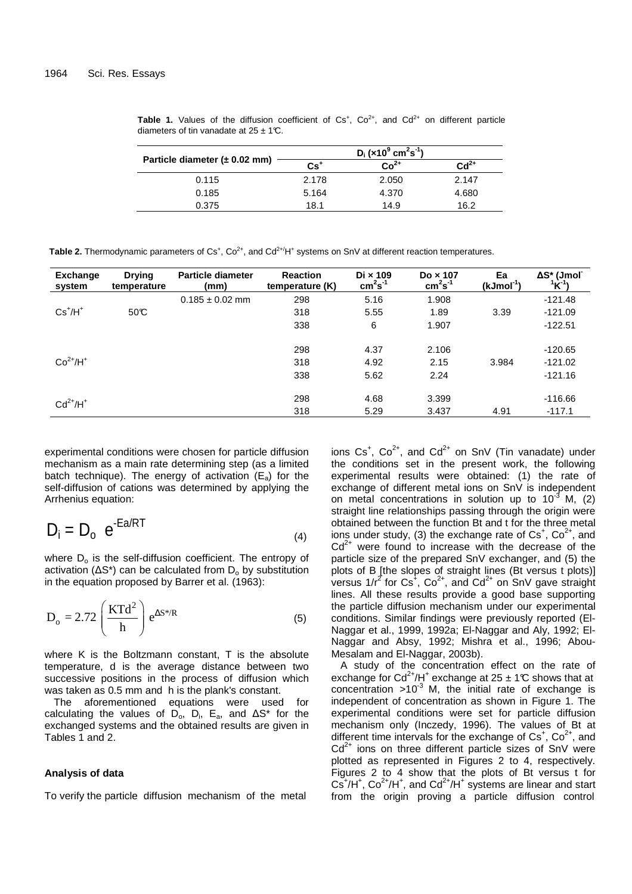**Table 1.** Values of the diffusion coefficient of $Cs^+$, $Co^{2+}$, and $Cd^{2+}$ on different particle diameters of tin vanadate at 25 ± 1°C.

| Particle diameter (± 0.02 mm) | $D_i$ ($\times 10^9$ $cm^2s^{-1}$) | | |
|---|---|---|---|
| | $Cs^+$ | $Co^{2+}$ | $Cd^{2+}$ |
| 0.115 | 2.178 | 2.050 | 2.147 |
| 0.185 | 5.164 | 4.370 | 4.680 |
| 0.375 | 18.1 | 14.9 | 16.2 |

**Table 2.** Thermodynamic parameters of $Cs^+$, $Co^{2+}$, and $Cd^{2+}/H^+$ systems on SnV at different reaction temperatures.

| Exchange system | Drying temperature | Particle diameter (mm) | Reaction temperature (K) | Di × 109 $cm^2s^{-1}$ | Do × 107 $cm^2s^{-1}$ | Ea ($kJmol^{-1}$) | ΔS* ($Jmol^{-1}K^{-1}$) |
|---|---|---|---|---|---|---|---|
| | | 0.185 ± 0.02 mm | 298 | 5.16 | 1.908 | | -121.48 |
| $Cs^+/H^+$ | 50°C | | 318 | 5.55 | 1.89 | 3.39 | -121.09 |
| | | | 338 | 6 | 1.907 | | -122.51 |
| | | | 298 | 4.37 | 2.106 | | -120.65 |
| $Co^{2+}/H^+$ | | | 318 | 4.92 | 2.15 | 3.984 | -121.02 |
| | | | 338 | 5.62 | 2.24 | | -121.16 |
| $Cd^{2+}/H^+$ | | | 298 | 4.68 | 3.399 | | -116.66 |
| | | | 318 | 5.29 | 3.437 | 4.91 | -117.1 |

experimental conditions were chosen for particle diffusion mechanism as a main rate determining step (as a limited batch technique). The energy of activation ($E_a$) for the self-diffusion of cations was determined by applying the Arrhenius equation:

$$D_i = D_o \ e^{-Ea/RT} \tag{4}$$

where $D_o$ is the self-diffusion coefficient. The entropy of activation (ΔS*) can be calculated from $D_o$ by substitution in the equation proposed by Barrer et al. (1963):

$$D_o = 2.72 \left( \frac{KTd^2}{h} \right) e^{\Delta S^*/R} \tag{5}$$

where K is the Boltzmann constant, T is the absolute temperature, d is the average distance between two successive positions in the process of diffusion which was taken as 0.5 mm and h is the plank's constant.

The aforementioned equations were used for calculating the values of $D_o$, $D_i$, $E_a$, and ΔS* for the exchanged systems and the obtained results are given in Tables 1 and 2.

### Analysis of data

To verify the particle diffusion mechanism of the metal ions $Cs^+$, $Co^{2+}$, and $Cd^{2+}$ on SnV (Tin vanadate) under the conditions set in the present work, the following experimental results were obtained: (1) the rate of exchange of different metal ions on SnV is independent on metal concentrations in solution up to $10^{-3}$ M, (2) straight line relationships passing through the origin were obtained between the function Bt and t for the three metal ions under study, (3) the exchange rate of $Cs^+$, $Co^{2+}$, and $Cd^{2+}$ were found to increase with the decrease of the particle size of the prepared SnV exchanger, and (5) the plots of B [the slopes of straight lines (Bt versus t plots)] versus $1/r^2$ for $Cs^+$, $Co^{2+}$, and $Cd^{2+}$ on SnV gave straight lines. All these results provide a good base supporting the particle diffusion mechanism under our experimental conditions. Similar findings were previously reported (El-Naggar et al., 1999, 1992a; El-Naggar and Aly, 1992; El-Naggar and Absy, 1992; Mishra et al., 1996; Abou-Mesalam and El-Naggar, 2003b).

A study of the concentration effect on the rate of exchange for $Cd^{2+}/H^+$ exchange at 25 ± 1°C shows that at concentration $>10^{-3}$ M, the initial rate of exchange is independent of concentration as shown in Figure 1. The experimental conditions were set for particle diffusion mechanism only (Inczedy, 1996). The values of Bt at different time intervals for the exchange of $Cs^+$, $Co^{2+}$, and $Cd^{2+}$ ions on three different particle sizes of SnV were plotted as represented in Figures 2 to 4, respectively. Figures 2 to 4 show that the plots of Bt versus t for $Cs^+/H^+$, $Co^{2+}/H^+$, and $Cd^{2+}/H^+$ systems are linear and start from the origin proving a particle diffusion control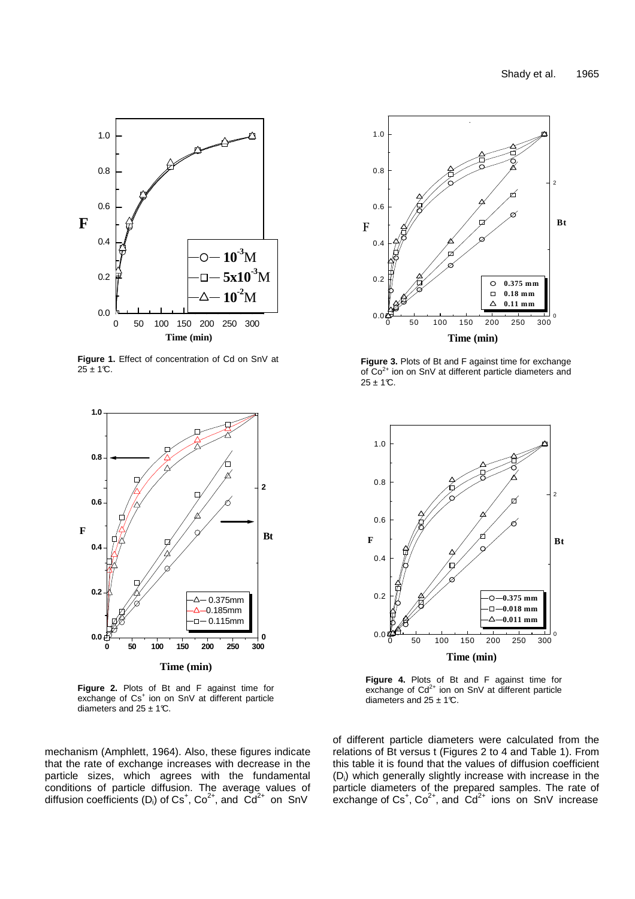**Figure 1.** Effect of concentration of Cd on SnV at 25 ± 1°C.

**Figure 3.** Plots of Bt and F against time for exchange of $Co^{2+}$ ion on SnV at different particle diameters and 25 ± 1°C.

**Figure 2.** Plots of Bt and F against time for exchange of $Cs^{+}$ ion on SnV at different particle diameters and 25 ± 1°C.

**Figure 4.** Plots of Bt and F against time for exchange of $Cd^{2+}$ ion on SnV at different particle diameters and 25 ± 1°C.

mechanism (Amphlett, 1964). Also, these figures indicate that the rate of exchange increases with decrease in the particle sizes, which agrees with the fundamental conditions of particle diffusion. The average values of diffusion coefficients ($D_i$) of $Cs^{+}$, $Co^{2+}$, and $Cd^{2+}$ on SnV of different particle diameters were calculated from the relations of Bt versus t (Figures 2 to 4 and Table 1). From this table it is found that the values of diffusion coefficient ($D_i$) which generally slightly increase with increase in the particle diameters of the prepared samples. The rate of exchange of $Cs^{+}$, $Co^{2+}$, and $Cd^{2+}$ ions on SnV increase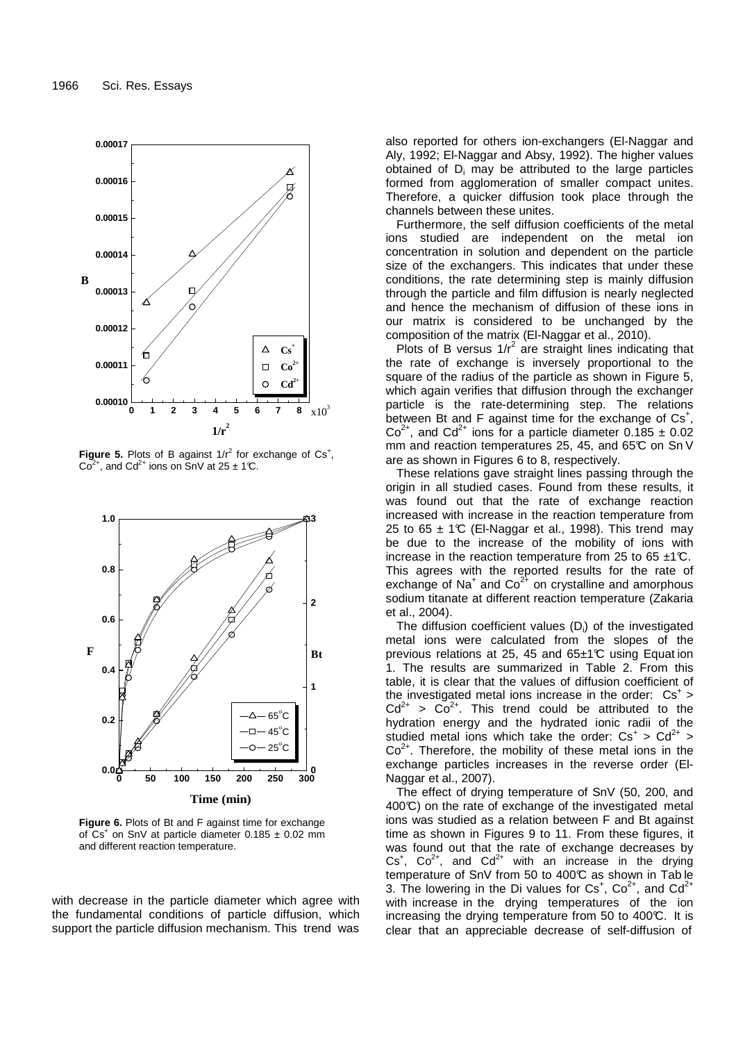Figure 5. Plots of B against $1/r^2$ for exchange of $Cs^+$, $Co^{2+}$, and $Cd^{2+}$ ions on SnV at 25 ± 1°C.

Figure 6. Plots of Bt and F against time for exchange of $Cs^+$ on SnV at particle diameter 0.185 ± 0.02 mm and different reaction temperature.

with decrease in the particle diameter which agree with the fundamental conditions of particle diffusion, which support the particle diffusion mechanism. This trend was also reported for others ion-exchangers (El-Naggar and Aly, 1992; El-Naggar and Absy, 1992). The higher values obtained of $D_i$ may be attributed to the large particles formed from agglomeration of smaller compact unites. Therefore, a quicker diffusion took place through the channels between these unites.

Furthermore, the self diffusion coefficients of the metal ions studied are independent on the metal ion concentration in solution and dependent on the particle size of the exchangers. This indicates that under these conditions, the rate determining step is mainly diffusion through the particle and film diffusion is nearly neglected and hence the mechanism of diffusion of these ions in our matrix is considered to be unchanged by the composition of the matrix (El-Naggar et al., 2010).

Plots of B versus $1/r^2$ are straight lines indicating that the rate of exchange is inversely proportional to the square of the radius of the particle as shown in Figure 5, which again verifies that diffusion through the exchanger particle is the rate-determining step. The relations between Bt and F against time for the exchange of $Cs^+$, $Co^{2+}$, and $Cd^{2+}$ ions for a particle diameter 0.185 ± 0.02 mm and reaction temperatures 25, 45, and 65°C on Sn V are as shown in Figures 6 to 8, respectively.

These relations gave straight lines passing through the origin in all studied cases. Found from these results, it was found out that the rate of exchange reaction increased with increase in the reaction temperature from 25 to 65 ± 1°C (El-Naggar et al., 1998). This trend may be due to the increase of the mobility of ions with increase in the reaction temperature from 25 to 65 ±1°C. This agrees with the reported results for the rate of exchange of $Na^+$ and $Co^{2+}$ on crystalline and amorphous sodium titanate at different reaction temperature (Zakaria et al., 2004).

The diffusion coefficient values ($D_i$) of the investigated metal ions were calculated from the slopes of the previous relations at 25, 45 and 65±1°C using Equation 1. The results are summarized in Table 2. From this table, it is clear that the values of diffusion coefficient of the investigated metal ions increase in the order: $Cs^+$ > $Cd^{2+}$ > $Co^{2+}$. This trend could be attributed to the hydration energy and the hydrated ionic radii of the studied metal ions which take the order: $Cs^+$ > $Cd^{2+}$ > $Co^{2+}$. Therefore, the mobility of these metal ions in the exchange particles increases in the reverse order (El-Naggar et al., 2007).

The effect of drying temperature of SnV (50, 200, and 400°C) on the rate of exchange of the investigated metal ions was studied as a relation between F and Bt against time as shown in Figures 9 to 11. From these figures, it was found out that the rate of exchange decreases by $Cs^+$, $Co^{2+}$, and $Cd^{2+}$ with an increase in the drying temperature of SnV from 50 to 400°C as shown in Table 3. The lowering in the Di values for $Cs^+$, $Co^{2+}$, and $Cd^{2+}$ with increase in the drying temperatures of the ion increasing the drying temperature from 50 to 400°C. It is clear that an appreciable decrease of self-diffusion of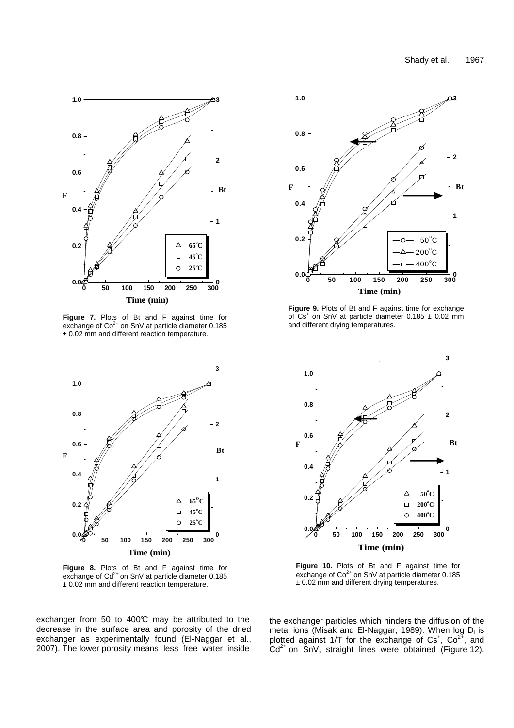**Figure 7.** Plots of Bt and F against time for exchange of $Co^{2+}$ on SnV at particle diameter 0.185 ± 0.02 mm and different reaction temperature.

**Figure 8.** Plots of Bt and F against time for exchange of $Cd^{2+}$ on SnV at particle diameter 0.185 ± 0.02 mm and different reaction temperature.

**Figure 9.** Plots of Bt and F against time for exchange of $Cs^{+}$ on SnV at particle diameter 0.185 ± 0.02 mm and different drying temperatures.

**Figure 10.** Plots of Bt and F against time for exchange of $Co^{2+}$ on SnV at particle diameter 0.185 ± 0.02 mm and different drying temperatures.

exchanger from 50 to 400°C may be attributed to the decrease in the surface area and porosity of the dried exchanger as experimentally found (El-Naggar et al., 2007). The lower porosity means less free water inside the exchanger particles which hinders the diffusion of the metal ions (Misak and El-Naggar, 1989). When log $D_i$ is plotted against 1/T for the exchange of $Cs^{+}$, $Co^{2+}$, and $Cd^{2+}$ on SnV, straight lines were obtained (Figure 12).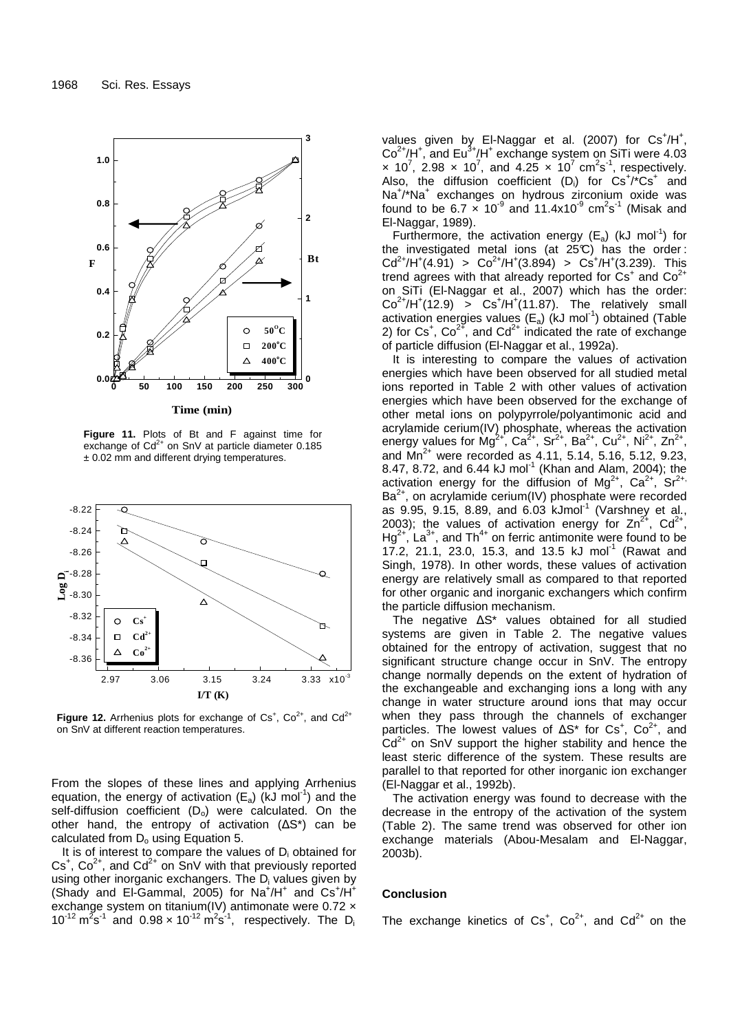Figure 11. Plots of Bt and F against time for exchange of $Cd^{2+}$ on SnV at particle diameter 0.185 ± 0.02 mm and different drying temperatures.

Figure 12. Arrhenius plots for exchange of $Cs^{+}$, $Co^{2+}$, and $Cd^{2+}$ on SnV at different reaction temperatures.

From the slopes of these lines and applying Arrhenius equation, the energy of activation ($E_a$) (kJ $mol^{-1}$) and the self-diffusion coefficient ($D_o$) were calculated. On the other hand, the entropy of activation (ΔS*) can be calculated from $D_o$ using Equation 5.

It is of interest to compare the values of $D_i$ obtained for $Cs^{+}$, $Co^{2+}$, and $Cd^{2+}$ on SnV with that previously reported using other inorganic exchangers. The $D_i$ values given by (Shady and El-Gammal, 2005) for $Na^{+}/H^{+}$ and $Cs^{+}/H^{+}$ exchange system on titanium(IV) antimonate were $0.72 \times 10^{-12}$ $m^2s^{-1}$ and $0.98 \times 10^{-12}$ $m^2s^{-1}$, respectively. The $D_i$ values given by El-Naggar et al. (2007) for $Cs^{+}/H^{+}$, $Co^{2+}/H^{+}$, and $Eu^{3+}/H^{+}$ exchange system on SiTi were $4.03 \times 10^{7}$, $2.98 \times 10^{7}$, and $4.25 \times 10^{7}$ $cm^2s^{-1}$, respectively. Also, the diffusion coefficient ($D_i$) for $Cs^{+}/{}^{*}Cs^{+}$ and $Na^{+}/{}^{*}Na^{+}$ exchanges on hydrous zirconium oxide was found to be $6.7 \times 10^{-9}$ and $11.4 \times 10^{-9}$ $cm^2s^{-1}$ (Misak and El-Naggar, 1989).

Furthermore, the activation energy ($E_a$) (kJ $mol^{-1}$) for the investigated metal ions (at 25°C) has the order: $Cd^{2+}/H^{+}$(4.91) > $Co^{2+}/H^{+}$(3.894) > $Cs^{+}/H^{+}$(3.239). This trend agrees with that already reported for $Cs^{+}$ and $Co^{2+}$ on SiTi (El-Naggar et al., 2007) which has the order: $Co^{2+}/H^{+}$(12.9) > $Cs^{+}/H^{+}$(11.87). The relatively small activation energies values ($E_a$) (kJ $mol^{-1}$) obtained (Table 2) for $Cs^{+}$, $Co^{2+}$, and $Cd^{2+}$ indicated the rate of exchange of particle diffusion (El-Naggar et al., 1992a).

It is interesting to compare the values of activation energies which have been observed for all studied metal ions reported in Table 2 with other values of activation energies which have been observed for the exchange of other metal ions on polypyrrole/polyantimonic acid and acrylamide cerium(IV) phosphate, whereas the activation energy values for $Mg^{2+}$, $Ca^{2+}$, $Sr^{2+}$, $Ba^{2+}$, $Cu^{2+}$, $Ni^{2+}$, $Zn^{2+}$, and $Mn^{2+}$ were recorded as 4.11, 5.14, 5.16, 5.12, 9.23, 8.47, 8.72, and 6.44 kJ $mol^{-1}$ (Khan and Alam, 2004); the activation energy for the diffusion of $Mg^{2+}$, $Ca^{2+}$, $Sr^{2+}$, $Ba^{2+}$, on acrylamide cerium(IV) phosphate were recorded as 9.95, 9.15, 8.89, and 6.03 kJ$mol^{-1}$ (Varshney et al., 2003); the values of activation energy for $Zn^{2+}$, $Cd^{2+}$, $Hg^{2+}$, $La^{3+}$, and $Th^{4+}$ on ferric antimonite were found to be 17.2, 21.1, 23.0, 15.3, and 13.5 kJ $mol^{-1}$ (Rawat and Singh, 1978). In other words, these values of activation energy are relatively small as compared to that reported for other organic and inorganic exchangers which confirm the particle diffusion mechanism.

The negative ΔS* values obtained for all studied systems are given in Table 2. The negative values obtained for the entropy of activation, suggest that no significant structure change occur in SnV. The entropy change normally depends on the extent of hydration of the exchangeable and exchanging ions a long with any change in water structure around ions that may occur when they pass through the channels of exchanger particles. The lowest values of ΔS* for $Cs^{+}$, $Co^{2+}$, and $Cd^{2+}$ on SnV support the higher stability and hence the least steric difference of the system. These results are parallel to that reported for other inorganic ion exchanger (El-Naggar et al., 1992b).

The activation energy was found to decrease with the decrease in the entropy of the activation of the system (Table 2). The same trend was observed for other ion exchange materials (Abou-Mesalam and El-Naggar, 2003b).

## Conclusion

The exchange kinetics of $Cs^{+}$, $Co^{2+}$, and $Cd^{2+}$ on the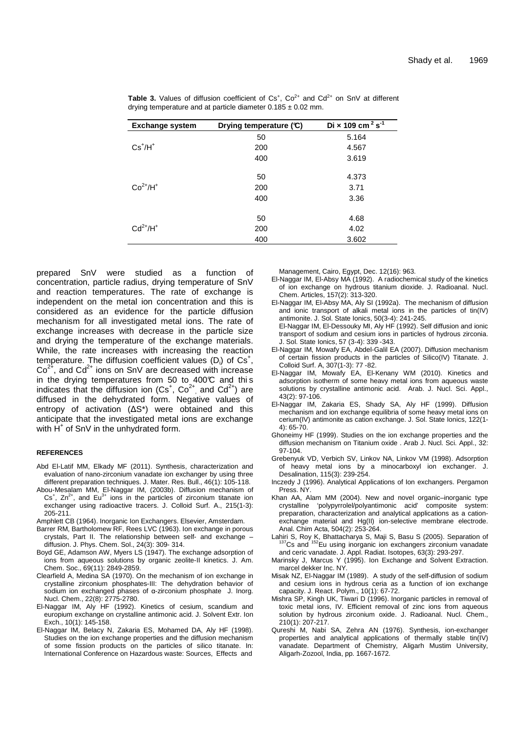**Table 3.** Values of diffusion coefficient of $Cs^+$, $Co^{2+}$ and $Cd^{2+}$ on SnV at different drying temperature and at particle diameter 0.185 ± 0.02 mm.

| Exchange system | Drying temperature (℃) | $Di \times 109\ cm^2\ s^{-1}$ |
|---|---|---|
| $Cs^+/H^+$ | 50 | 5.164 |
| | 200 | 4.567 |
| | 400 | 3.619 |
| $Co^{2+}/H^+$ | 50 | 4.373 |
| | 200 | 3.71 |
| | 400 | 3.36 |
| $Cd^{2+}/H^+$ | 50 | 4.68 |
| | 200 | 4.02 |
| | 400 | 3.602 |

prepared SnV were studied as a function of concentration, particle radius, drying temperature of SnV and reaction temperatures. The rate of exchange is independent on the metal ion concentration and this is considered as an evidence for the particle diffusion mechanism for all investigated metal ions. The rate of exchange increases with decrease in the particle size and drying the temperature of the exchange materials. While, the rate increases with increasing the reaction temperature. The diffusion coefficient values ($D_i$) of $Cs^+$, $Co^{2+}$, and $Cd^{2+}$ ions on SnV are decreased with increase in the drying temperatures from 50 to 400℃ and this indicates that the diffusion ion ($Cs^+$, $Co^{2+}$, and $Cd^{2+}$) are diffused in the dehydrated form. Negative values of entropy of activation ($\Delta S^*$) were obtained and this anticipate that the investigated metal ions are exchange with $H^+$ of SnV in the unhydrated form.

## REFERENCES

- Abd El-Latif MM, Elkady MF (2011). Synthesis, characterization and evaluation of nano-zirconium vanadate ion exchanger by using three different preparation techniques. J. Mater. Res. Bull., 46(1): 105-118.
- Abou-Mesalam MM, El-Naggar IM, (2003b). Diffusion mechanism of $Cs^+$, $Zn^{2+}$, and $Eu^{3+}$ ions in the particles of zirconium titanate ion exchanger using radioactive tracers. J. Colloid Surf. A., 215(1-3): 205-211.
- Amphlett CB (1964). Inorganic Ion Exchangers. Elsevier, Amsterdam.
- Barrer RM, Bartholomew RF, Rees LVC (1963). Ion exchange in porous crystals, Part II. The relationship between self- and exchange – diffusion. J. Phys. Chem. Sol., 24(3): 309- 314.
- Boyd GE, Adamson AW, Myers LS (1947). The exchange adsorption of ions from aqueous solutions by organic zeolite-II kinetics. J. Am. Chem. Soc., 69(11): 2849-2859.
- Clearfield A, Medina SA (1970). On the mechanism of ion exchange in crystalline zirconium phosphates-III: The dehydration behavior of sodium ion exchanged phases of α-zirconium phosphate J. Inorg. Nucl. Chem., 22(8): 2775-2780.
- El-Naggar IM, Aly HF (1992). Kinetics of cesium, scandium and europium exchange on crystalline antimonic acid. J. Solvent Extr. Ion Exch., 10(1): 145-158.
- El-Naggar IM, Belacy N, Zakaria ES, Mohamed DA, Aly HF (1998). Studies on the ion exchange properties and the diffusion mechanism of some fission products on the particles of silico titanate. In: International Conference on Hazardous waste: Sources, Effects and Management, Cairo, Egypt, Dec. 12(16): 963.
- El-Naggar IM, El-Absy MA (1992). A radiochemical study of the kinetics of ion exchange on hydrous titanium dioxide. J. Radioanal. Nucl. Chem. Articles, 157(2): 313-320.
- El-Naggar IM, El-Absy MA, Aly SI (1992a). The mechanism of diffusion and ionic transport of alkali metal ions in the particles of tin(IV) antimonite. J. Sol. State Ionics, 50(3-4): 241-245.
- El-Naggar IM, El-Dessouky MI, Aly HF (1992). Self diffusion and ionic transport of sodium and cesium ions in particles of hydrous zirconia. J. Sol. State Ionics, 57 (3-4): 339 -343.
- El-Naggar IM, Mowafy EA, Abdel-Galil EA (2007). Diffusion mechanism of certain fission products in the particles of Silico(IV) Titanate. J. Colloid Surf. A, 307(1-3): 77 -82.
- El-Naggar IM, Mowafy EA, El-Kenany WM (2010). Kinetics and adsorption isotherm of some heavy metal ions from aqueous waste solutions by crystalline antimonic acid. Arab. J. Nucl. Sci. Appl., 43(2): 97-106.
- El-Naggar IM, Zakaria ES, Shady SA, Aly HF (1999). Diffusion mechanism and ion exchange equilibria of some heavy metal ions on cerium(IV) antimonite as cation exchange. J. Sol. State Ionics, 122(1-4): 65-70.
- Ghoneimy HF (1999). Studies on the ion exchange properties and the diffusion mechanism on Titanium oxide . Arab J. Nucl. Sci. Appl., 32: 97-104.
- Grebenyuk VD, Verbich SV, Linkov NA, Linkov VM (1998). Adsorption of heavy metal ions by a minocarboxyl ion exchanger. J. Desalination, 115(3): 239-254.
- Inczedy J (1996). Analytical Applications of Ion exchangers. Pergamon Press. NY.
- Khan AA, Alam MM (2004). New and novel organic–inorganic type crystalline 'polypyrrolel/polyantimonic acid' composite system: preparation, characterization and analytical applications as a cation-exchange material and Hg(II) ion-selective membrane electrode. Anal. Chim Acta, 504(2): 253-264.
- Lahiri S, Roy K, Bhattacharya S, Maji S, Basu S (2005). Separation of $^{137}Cs$ and $^{152}Eu$ using inorganic ion exchangers zirconium vanadate and ceric vanadate. J. Appl. Radiat. Isotopes, 63(3): 293-297.
- Marinsky J, Marcus Y (1995). Ion Exchange and Solvent Extraction. marcel dekker Inc. NY.
- Misak NZ, El-Naggar IM (1989). A study of the self-diffusion of sodium and cesium ions in hydrous ceria as a function of ion exchange capacity. J. React. Polym., 10(1): 67-72.
- Mishra SP, Kingh UK, Tiwari D (1996). Inorganic particles in removal of toxic metal ions, IV. Efficient removal of zinc ions from aqueous solution by hydrous zirconium oxide. J. Radioanal. Nucl. Chem., 210(1): 207-217.
- Qureshi M, Nabi SA, Zehra AN (1976). Synthesis, ion-exchanger properties and analytical applications of thermally stable tin(IV) vanadate. Department of Chemistry, Aligarh Mustim University, Aligarh-Zozool, India, pp. 1667-1672.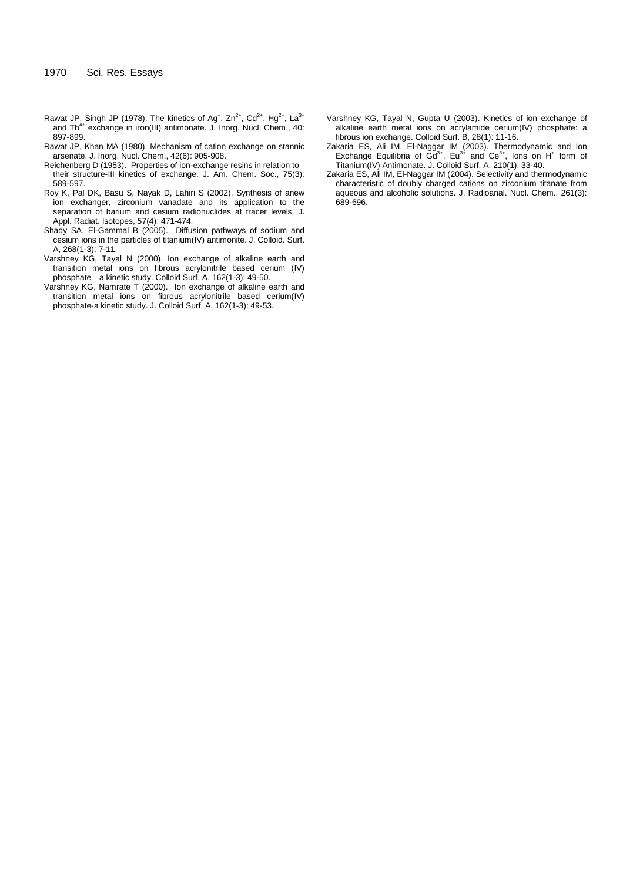Rawat JP, Singh JP (1978). The kinetics of $Ag^{+}$, $Zn^{2+}$, $Cd^{2+}$, $Hg^{2+}$, $La^{3+}$ and $Th^{4+}$ exchange in iron(III) antimonate. J. Inorg. Nucl. Chem., 40: 897-899.

Rawat JP, Khan MA (1980). Mechanism of cation exchange on stannic arsenate. J. Inorg. Nucl. Chem., 42(6): 905-908.

Reichenberg D (1953). Properties of ion-exchange resins in relation to their structure-III kinetics of exchange. J. Am. Chem. Soc., 75(3): 589-597.

Roy K, Pal DK, Basu S, Nayak D, Lahiri S (2002). Synthesis of anew ion exchanger, zirconium vanadate and its application to the separation of barium and cesium radionuclides at tracer levels. J. Appl. Radiat. Isotopes, 57(4): 471-474.

Shady SA, El-Gammal B (2005). Diffusion pathways of sodium and cesium ions in the particles of titanium(IV) antimonite. J. Colloid. Surf. A, 268(1-3): 7-11.

Varshney KG, Tayal N (2000). Ion exchange of alkaline earth and transition metal ions on fibrous acrylonitrile based cerium (IV) phosphate—a kinetic study. Colloid Surf. A, 162(1-3): 49-50.

Varshney KG, Namrate T (2000). Ion exchange of alkaline earth and transition metal ions on fibrous acrylonitrile based cerium(IV) phosphate-a kinetic study. J. Colloid Surf. A, 162(1-3): 49-53.

Varshney KG, Tayal N, Gupta U (2003). Kinetics of ion exchange of alkaline earth metal ions on acrylamide cerium(IV) phosphate: a fibrous ion exchange. Colloid Surf. B, 28(1): 11-16.

Zakaria ES, Ali IM, El-Naggar IM (2003). Thermodynamic and Ion Exchange Equilibria of $Gd^{3+}$, $Eu^{3+}$ and $Ce^{3+}$, Ions on $H^{+}$ form of Titanium(IV) Antimonate. J. Colloid Surf. A, 210(1): 33-40.

Zakaria ES, Ali IM, El-Naggar IM (2004). Selectivity and thermodynamic characteristic of doubly charged cations on zirconium titanate from aqueous and alcoholic solutions. J. Radioanal. Nucl. Chem., 261(3): 689-696.